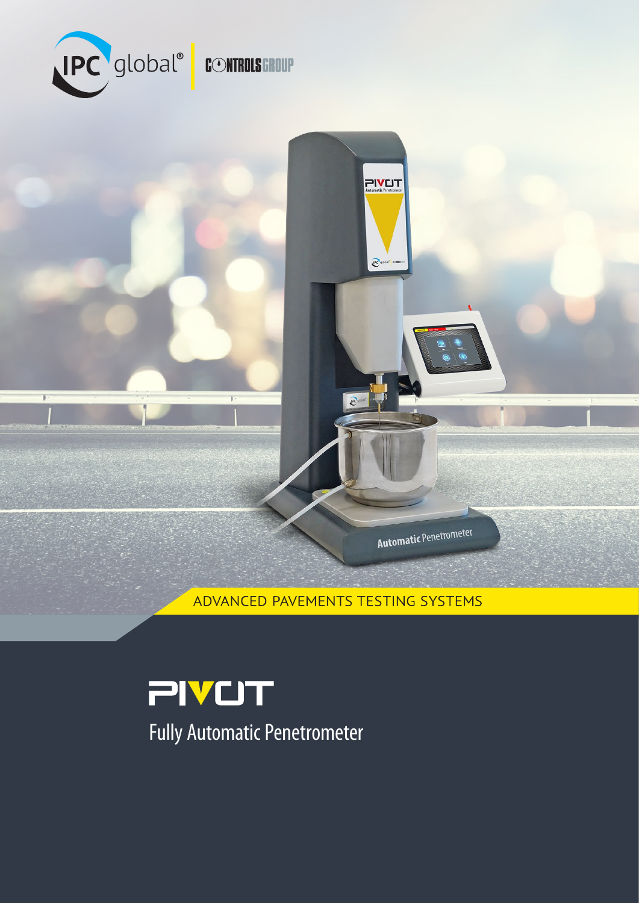IPC global® | CONTROLS GROUP

ADVANCED PAVEMENTS TESTING SYSTEMS

# PIVOT

## Fully Automatic Penetrometer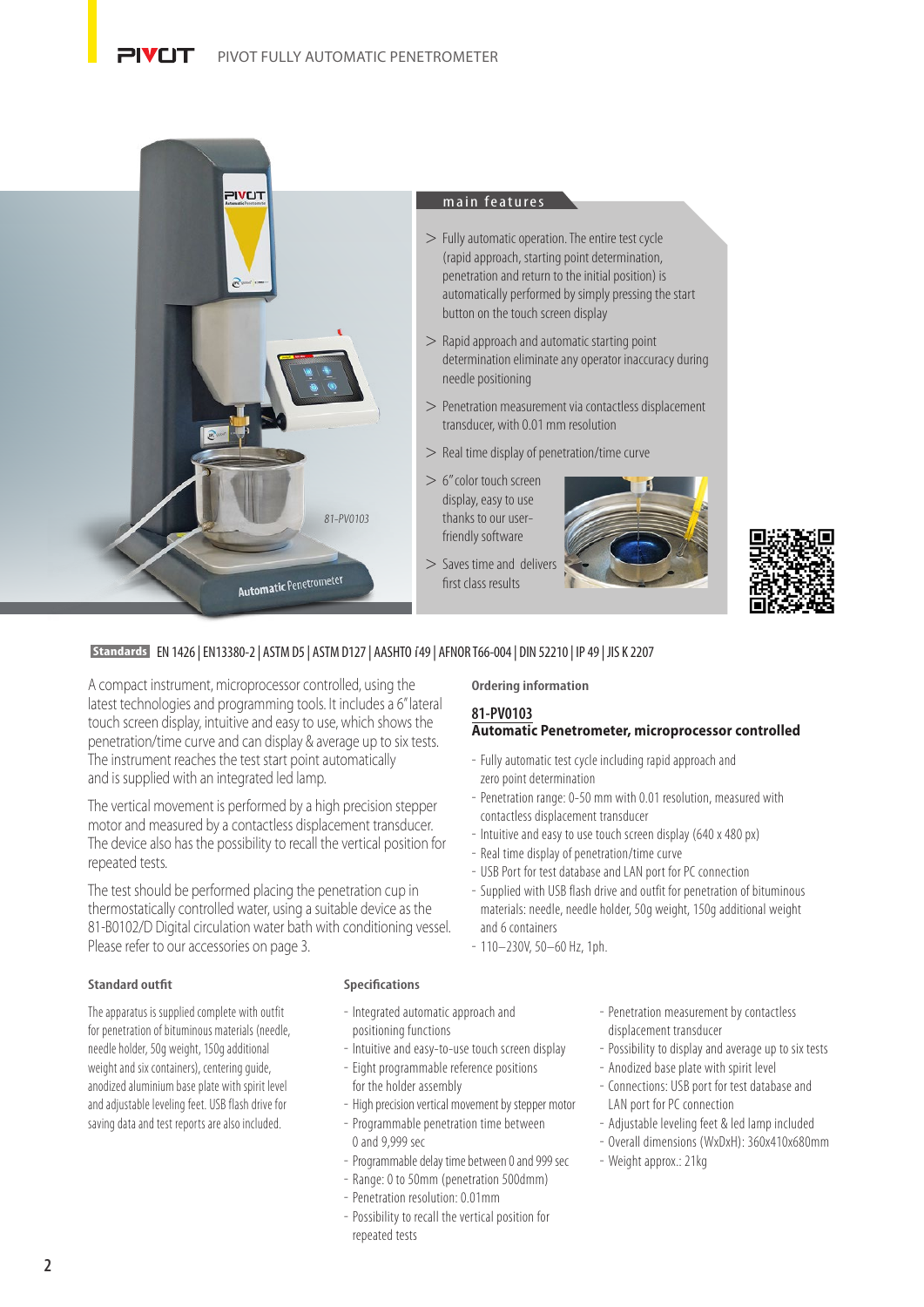## main features

- > Fully automatic operation. The entire test cycle (rapid approach, starting point determination, penetration and return to the initial position) is automatically performed by simply pressing the start button on the touch screen display
- > Rapid approach and automatic starting point determination eliminate any operator inaccuracy during needle positioning
- > Penetration measurement via contactless displacement transducer, with 0.01 mm resolution
- > Real time display of penetration/time curve
- > 6" color touch screen display, easy to use thanks to our user-friendly software
- > Saves time and delivers first class results

81-PV0103

**Standards** EN 1426 | EN13380-2 | ASTM D5 | ASTM D127 | AASHTO T49 | AFNOR T66-004 | DIN 52210 | IP 49 | JIS K 2207

A compact instrument, microprocessor controlled, using the latest technologies and programming tools. It includes a 6" lateral touch screen display, intuitive and easy to use, which shows the penetration/time curve and can display & average up to six tests. The instrument reaches the test start point automatically and is supplied with an integrated led lamp.

The vertical movement is performed by a high precision stepper motor and measured by a contactless displacement transducer. The device also has the possibility to recall the vertical position for repeated tests.

The test should be performed placing the penetration cup in thermostatically controlled water, using a suitable device as the 81-B0102/D Digital circulation water bath with conditioning vessel. Please refer to our accessories on page 3.

### Ordering information

**81-PV0103**
**Automatic Penetrometer, microprocessor controlled**

- Fully automatic test cycle including rapid approach and zero point determination
- Penetration range: 0-50 mm with 0.01 resolution, measured with contactless displacement transducer
- Intuitive and easy to use touch screen display (640 x 480 px)
- Real time display of penetration/time curve
- USB Port for test database and LAN port for PC connection
- Supplied with USB flash drive and outfit for penetration of bituminous materials: needle, needle holder, 50g weight, 150g additional weight and 6 containers
- 110–230V, 50–60 Hz, 1ph.

### Standard outfit

The apparatus is supplied complete with outfit for penetration of bituminous materials (needle, needle holder, 50g weight, 150g additional weight and six containers), centering guide, anodized aluminium base plate with spirit level and adjustable leveling feet. USB flash drive for saving data and test reports are also included.

### Specifications

- Integrated automatic approach and positioning functions
- Intuitive and easy-to-use touch screen display
- Eight programmable reference positions for the holder assembly
- High precision vertical movement by stepper motor
- Programmable penetration time between 0 and 9,999 sec
- Programmable delay time between 0 and 999 sec
- Range: 0 to 50mm (penetration 500dmm)
- Penetration resolution: 0.01mm
- Possibility to recall the vertical position for repeated tests
- Penetration measurement by contactless displacement transducer
- Possibility to display and average up to six tests
- Anodized base plate with spirit level
- Connections: USB port for test database and LAN port for PC connection
- Adjustable leveling feet & led lamp included
- Overall dimensions (WxDxH): 360x410x680mm
- Weight approx.: 21kg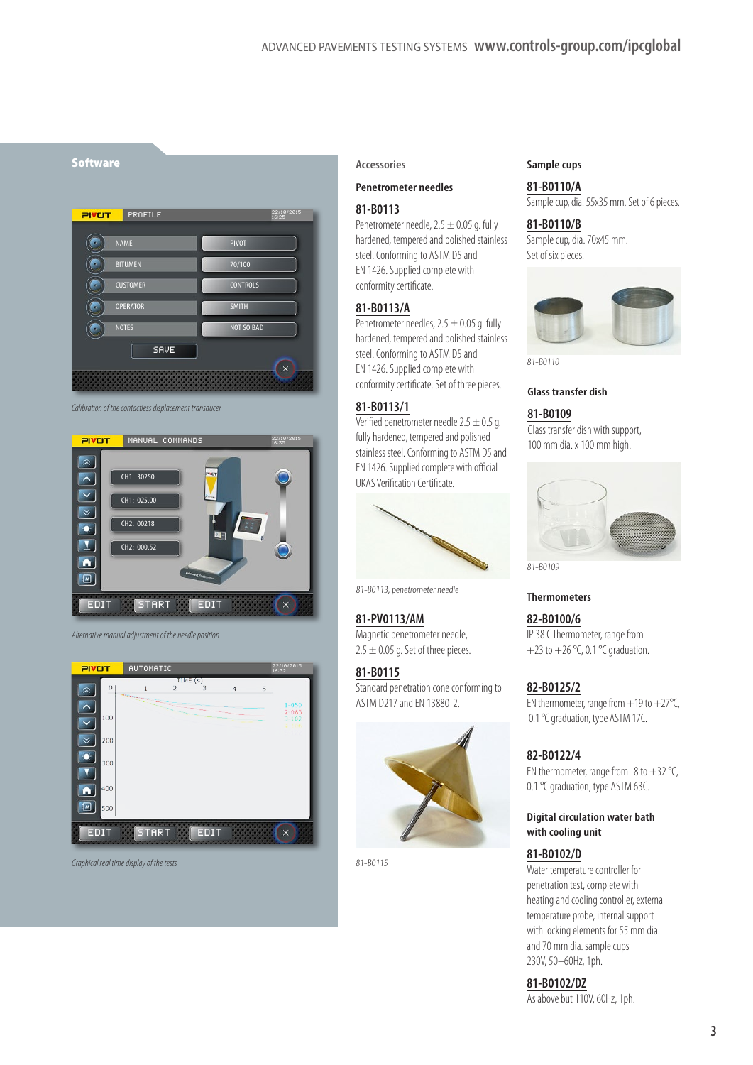## Software

*Calibration of the contactless displacement transducer*

*Alternative manual adjustment of the needle position*

*Graphical real time display of the tests*

## Accessories

### Penetrometer needles

**81-B0113**
Penetrometer needle, 2.5 ± 0.05 g. fully hardened, tempered and polished stainless steel. Conforming to ASTM D5 and EN 1426. Supplied complete with conformity certificate.

**81-B0113/A**
Penetrometer needles, 2.5 ± 0.05 g. fully hardened, tempered and polished stainless steel. Conforming to ASTM D5 and EN 1426. Supplied complete with conformity certificate. Set of three pieces.

**81-B0113/1**
Verified penetrometer needle 2.5 ± 0.5 g. fully hardened, tempered and polished stainless steel. Conforming to ASTM D5 and EN 1426. Supplied complete with official UKAS Verification Certificate.

*81-B0113, penetrometer needle*

**81-PV0113/AM**
Magnetic penetrometer needle, 2.5 ± 0.05 g. Set of three pieces.

**81-B0115**
Standard penetration cone conforming to ASTM D217 and EN 13880-2.

*81-B0115*

### Sample cups

**81-B0110/A**
Sample cup, dia. 55x35 mm. Set of 6 pieces.

**81-B0110/B**
Sample cup, dia. 70x45 mm. Set of six pieces.

*81-B0110*

### Glass transfer dish

**81-B0109**
Glass transfer dish with support, 100 mm dia. x 100 mm high.

*81-B0109*

### Thermometers

**82-B0100/6**
IP 38 C Thermometer, range from +23 to +26 °C, 0.1 °C graduation.

**82-B0125/2**
EN thermometer, range from +19 to +27°C, 0.1 °C graduation, type ASTM 17C.

**82-B0122/4**
EN thermometer, range from -8 to +32 °C, 0.1 °C graduation, type ASTM 63C.

### Digital circulation water bath with cooling unit

**81-B0102/D**
Water temperature controller for penetration test, complete with heating and cooling controller, external temperature probe, internal support with locking elements for 55 mm dia. and 70 mm dia. sample cups
230V, 50–60Hz, 1ph.

**81-B0102/DZ**
As above but 110V, 60Hz, 1ph.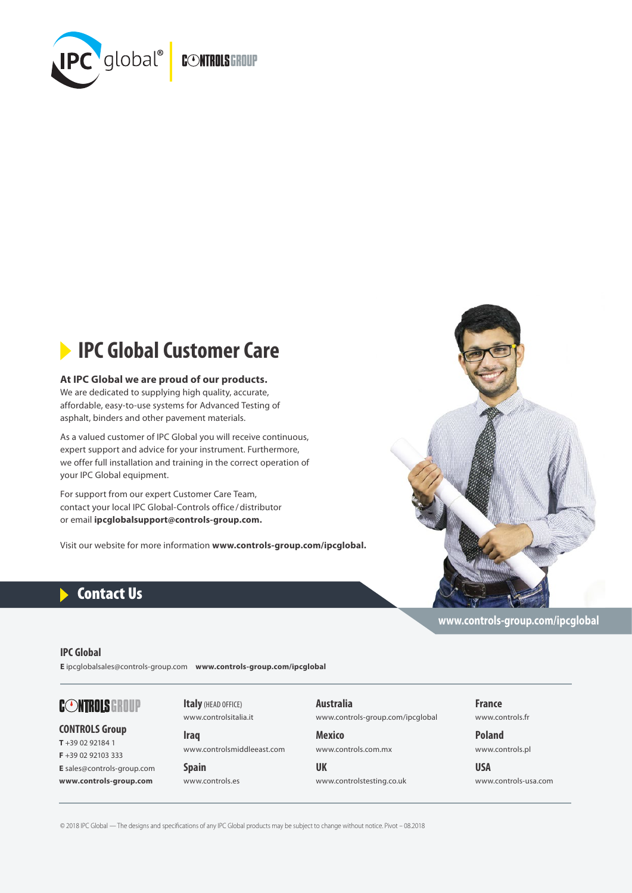IPC global® | CONTROLS GROUP

## IPC Global Customer Care

**At IPC Global we are proud of our products.**
We are dedicated to supplying high quality, accurate, affordable, easy-to-use systems for Advanced Testing of asphalt, binders and other pavement materials.

As a valued customer of IPC Global you will receive continuous, expert support and advice for your instrument. Furthermore, we offer full installation and training in the correct operation of your IPC Global equipment.

For support from our expert Customer Care Team, contact your local IPC Global-Controls office / distributor or email **ipcglobalsupport@controls-group.com.**

Visit our website for more information **www.controls-group.com/ipcglobal.**

## Contact Us

**www.controls-group.com/ipcglobal**

### IPC Global

**E** ipcglobalsales@controls-group.com **www.controls-group.com/ipcglobal**

CONTROLS GROUP

**CONTROLS Group**
**T** +39 02 92184 1
**F** +39 02 92103 333
**E** sales@controls-group.com
**www.controls-group.com**

**Italy** (HEAD OFFICE)
www.controlsitalia.it

**Iraq**
www.controlsmiddleeast.com

**Spain**
www.controls.es

**Australia**
www.controls-group.com/ipcglobal

**Mexico**
www.controls.com.mx

**UK**
www.controlstesting.co.uk

**France**
www.controls.fr

**Poland**
www.controls.pl

**USA**
www.controls-usa.com

© 2018 IPC Global — The designs and specifications of any IPC Global products may be subject to change without notice. Pivot – 08.2018